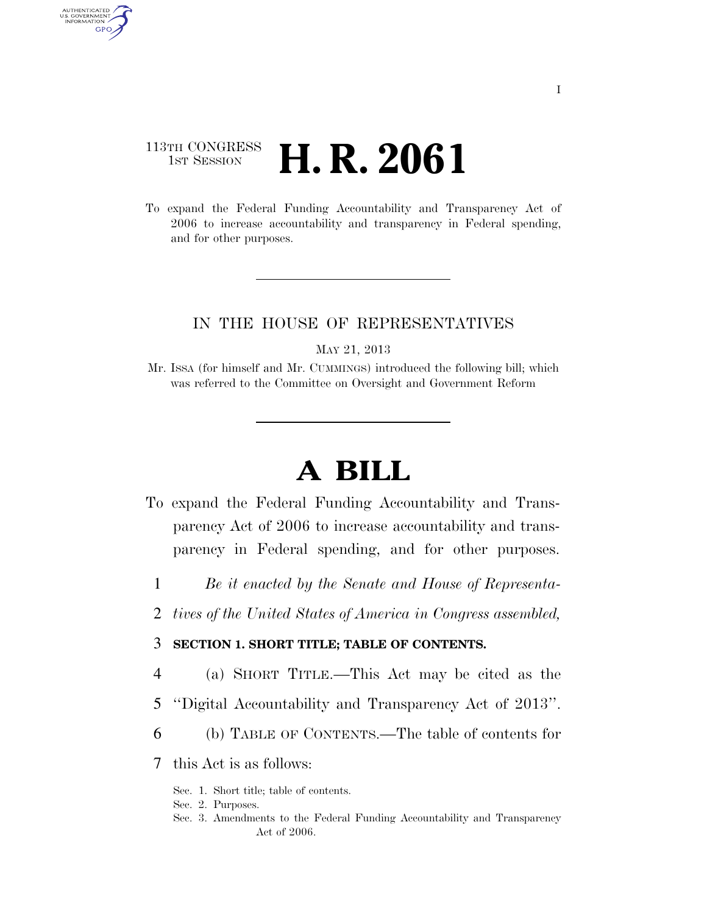113TH CONGRESS
1ST SESSION

# H. R. 2061

To expand the Federal Funding Accountability and Transparency Act of 2006 to increase accountability and transparency in Federal spending, and for other purposes.

IN THE HOUSE OF REPRESENTATIVES

MAY 21, 2013

Mr. ISSA (for himself and Mr. CUMMINGS) introduced the following bill; which was referred to the Committee on Oversight and Government Reform

# A BILL

To expand the Federal Funding Accountability and Transparency Act of 2006 to increase accountability and transparency in Federal spending, and for other purposes.

1 *Be it enacted by the Senate and House of Representa-*
2 *tives of the United States of America in Congress assembled,*

3 **SECTION 1. SHORT TITLE; TABLE OF CONTENTS.**

4 (a) SHORT TITLE.—This Act may be cited as the
5 ''Digital Accountability and Transparency Act of 2013''.

6 (b) TABLE OF CONTENTS.—The table of contents for
7 this Act is as follows:

Sec. 1. Short title; table of contents.
Sec. 2. Purposes.
Sec. 3. Amendments to the Federal Funding Accountability and Transparency Act of 2006.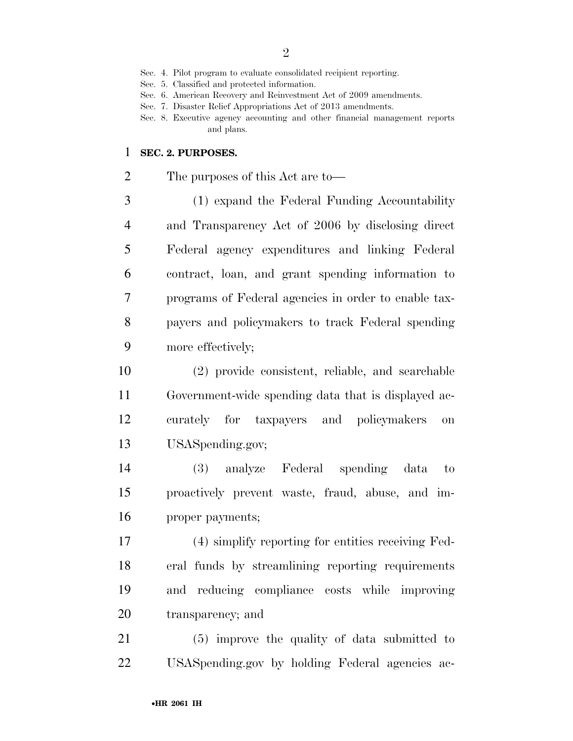Sec. 4. Pilot program to evaluate consolidated recipient reporting.
Sec. 5. Classified and protected information.
Sec. 6. American Recovery and Reinvestment Act of 2009 amendments.
Sec. 7. Disaster Relief Appropriations Act of 2013 amendments.
Sec. 8. Executive agency accounting and other financial management reports and plans.

**SEC. 2. PURPOSES.**

The purposes of this Act are to—

(1) expand the Federal Funding Accountability and Transparency Act of 2006 by disclosing direct Federal agency expenditures and linking Federal contract, loan, and grant spending information to programs of Federal agencies in order to enable taxpayers and policymakers to track Federal spending more effectively;

(2) provide consistent, reliable, and searchable Government-wide spending data that is displayed accurately for taxpayers and policymakers on USASpending.gov;

(3) analyze Federal spending data to proactively prevent waste, fraud, abuse, and improper payments;

(4) simplify reporting for entities receiving Federal funds by streamlining reporting requirements and reducing compliance costs while improving transparency; and

(5) improve the quality of data submitted to USASpending.gov by holding Federal agencies ac-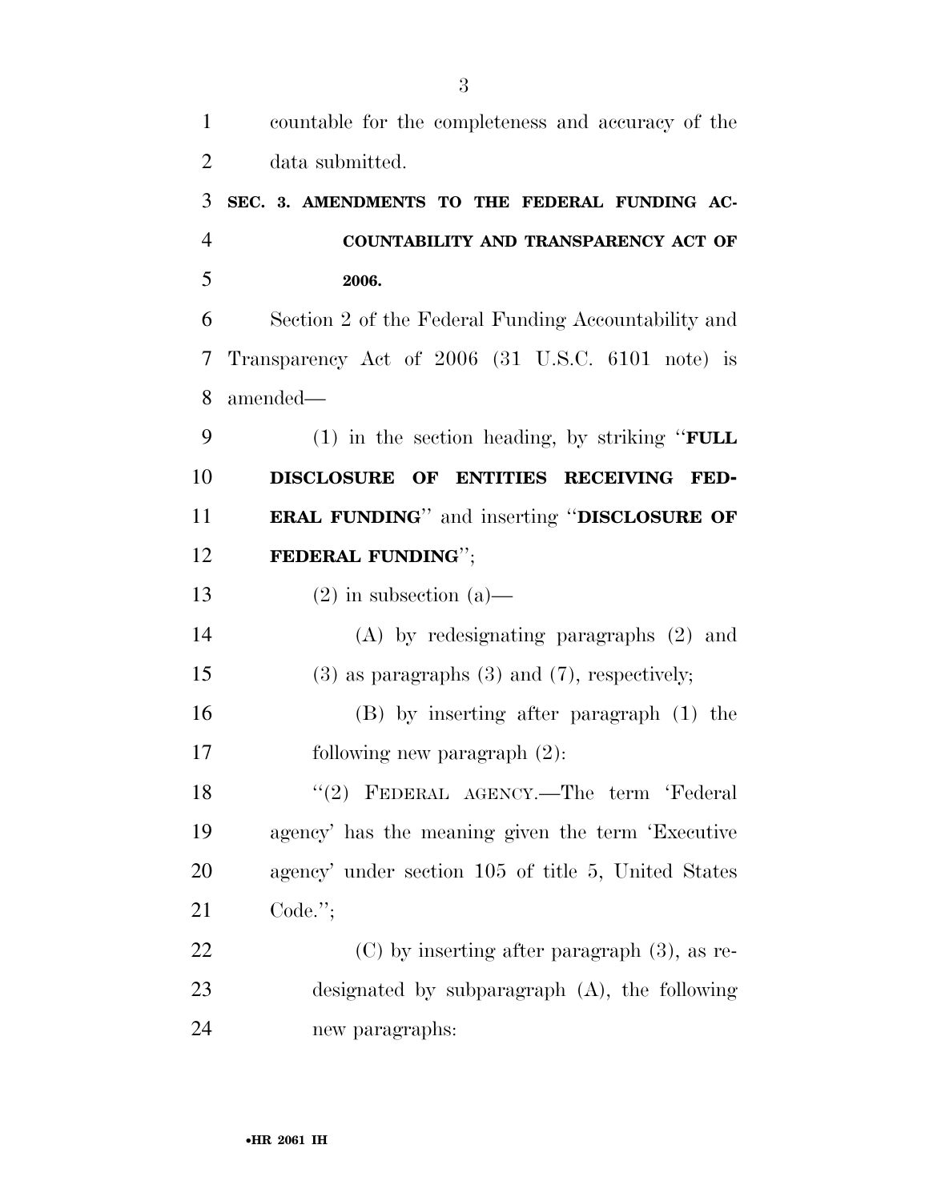countable for the completeness and accuracy of the data submitted.

**SEC. 3. AMENDMENTS TO THE FEDERAL FUNDING ACCOUNTABILITY AND TRANSPARENCY ACT OF 2006.**

Section 2 of the Federal Funding Accountability and Transparency Act of 2006 (31 U.S.C. 6101 note) is amended—

(1) in the section heading, by striking "**FULL DISCLOSURE OF ENTITIES RECEIVING FEDERAL FUNDING**" and inserting "**DISCLOSURE OF FEDERAL FUNDING**";

(2) in subsection (a)—

(A) by redesignating paragraphs (2) and (3) as paragraphs (3) and (7), respectively;

(B) by inserting after paragraph (1) the following new paragraph (2):

"(2) FEDERAL AGENCY.—The term 'Federal agency' has the meaning given the term 'Executive agency' under section 105 of title 5, United States Code.";

(C) by inserting after paragraph (3), as redesignated by subparagraph (A), the following new paragraphs: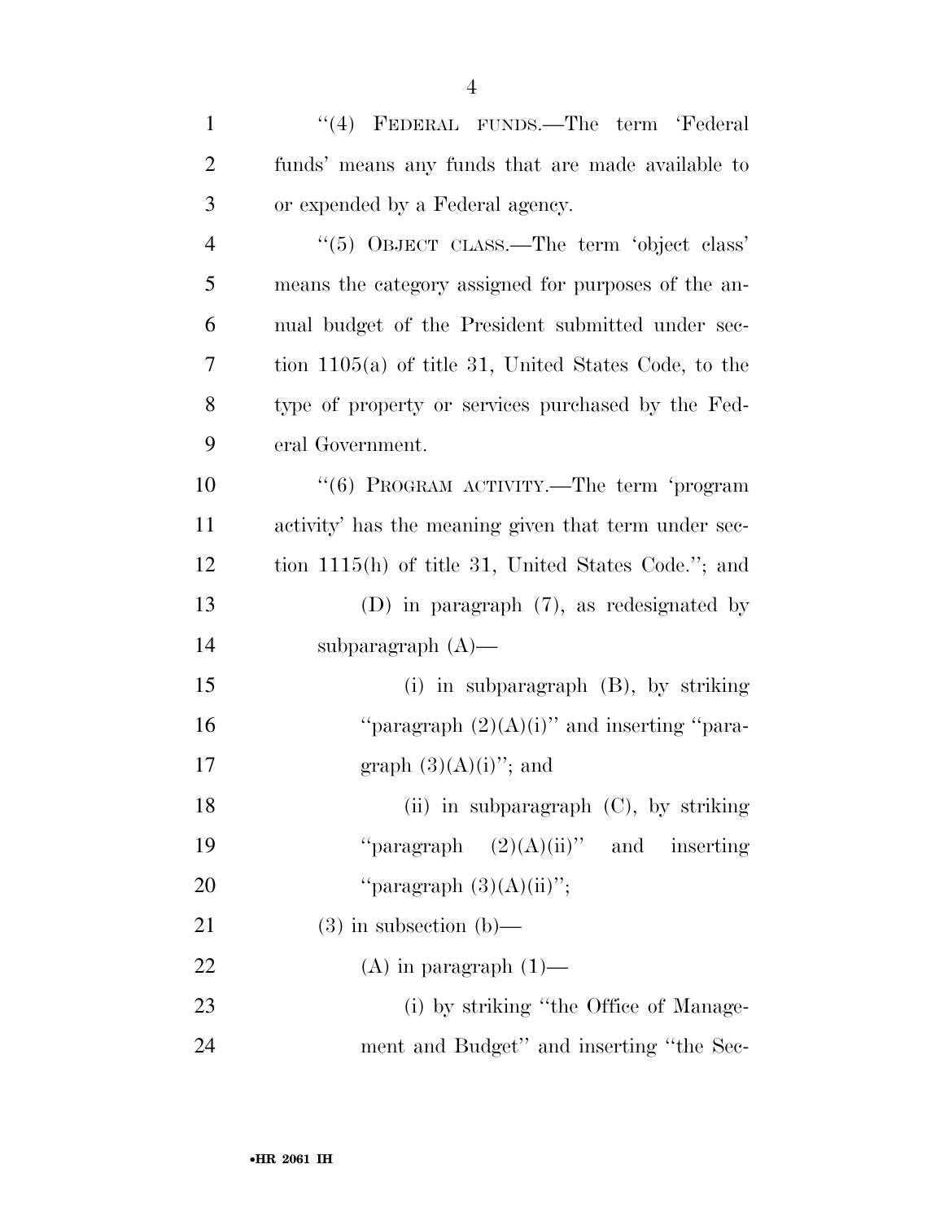"(4) FEDERAL FUNDS.—The term 'Federal funds' means any funds that are made available to or expended by a Federal agency.

"(5) OBJECT CLASS.—The term 'object class' means the category assigned for purposes of the annual budget of the President submitted under section 1105(a) of title 31, United States Code, to the type of property or services purchased by the Federal Government.

"(6) PROGRAM ACTIVITY.—The term 'program activity' has the meaning given that term under section 1115(h) of title 31, United States Code."; and

(D) in paragraph (7), as redesignated by subparagraph (A)—

(i) in subparagraph (B), by striking "paragraph (2)(A)(i)" and inserting "paragraph (3)(A)(i)"; and

(ii) in subparagraph (C), by striking "paragraph (2)(A)(ii)" and inserting "paragraph (3)(A)(ii)";

(3) in subsection (b)—

(A) in paragraph (1)—

(i) by striking "the Office of Management and Budget" and inserting "the Sec-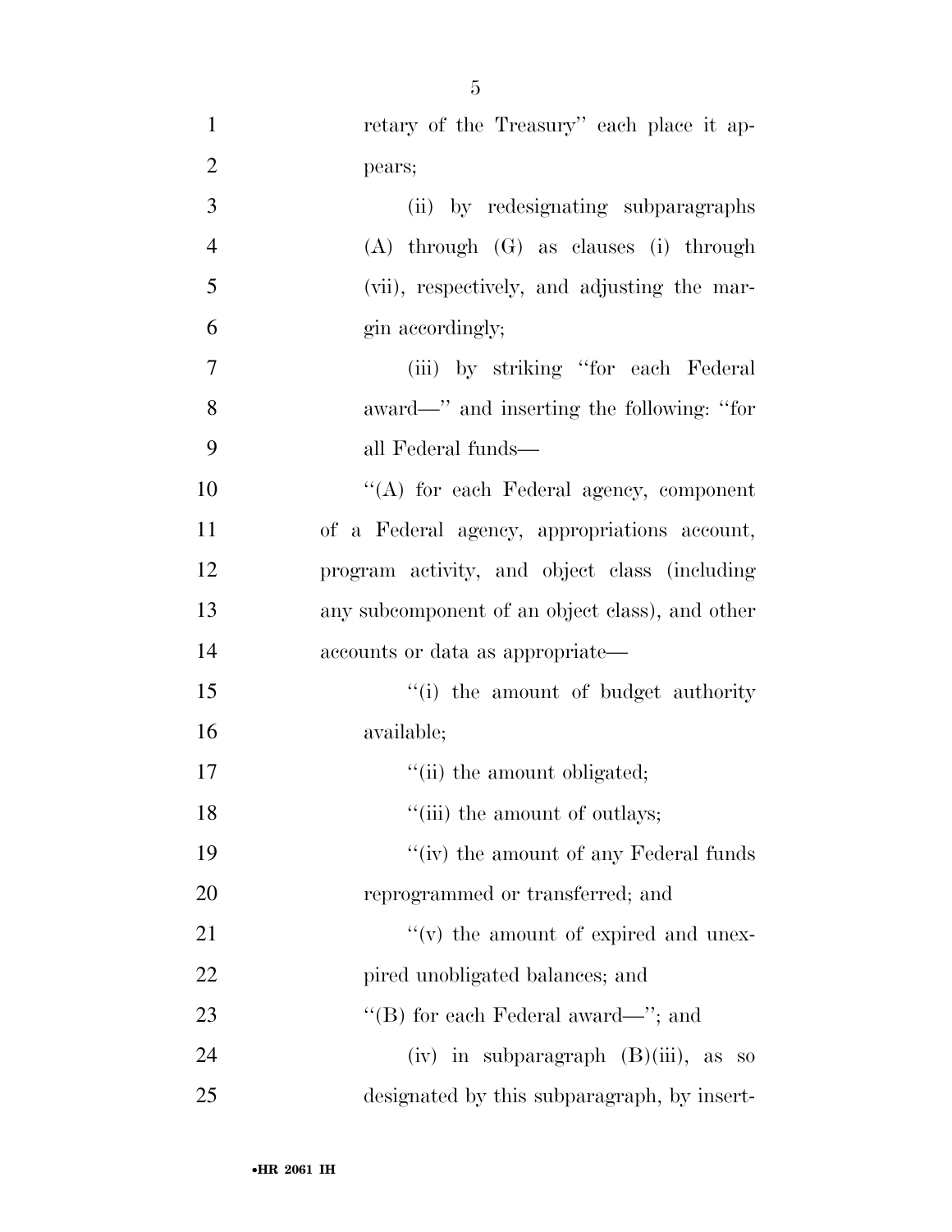retary of the Treasury'' each place it appears;

(ii) by redesignating subparagraphs (A) through (G) as clauses (i) through (vii), respectively, and adjusting the margin accordingly;

(iii) by striking ''for each Federal award—'' and inserting the following: ''for all Federal funds—

''(A) for each Federal agency, component of a Federal agency, appropriations account, program activity, and object class (including any subcomponent of an object class), and other accounts or data as appropriate—

''(i) the amount of budget authority available;

''(ii) the amount obligated;

''(iii) the amount of outlays;

''(iv) the amount of any Federal funds reprogrammed or transferred; and

''(v) the amount of expired and unexpired unobligated balances; and

''(B) for each Federal award—''; and

(iv) in subparagraph (B)(iii), as so designated by this subparagraph, by insert-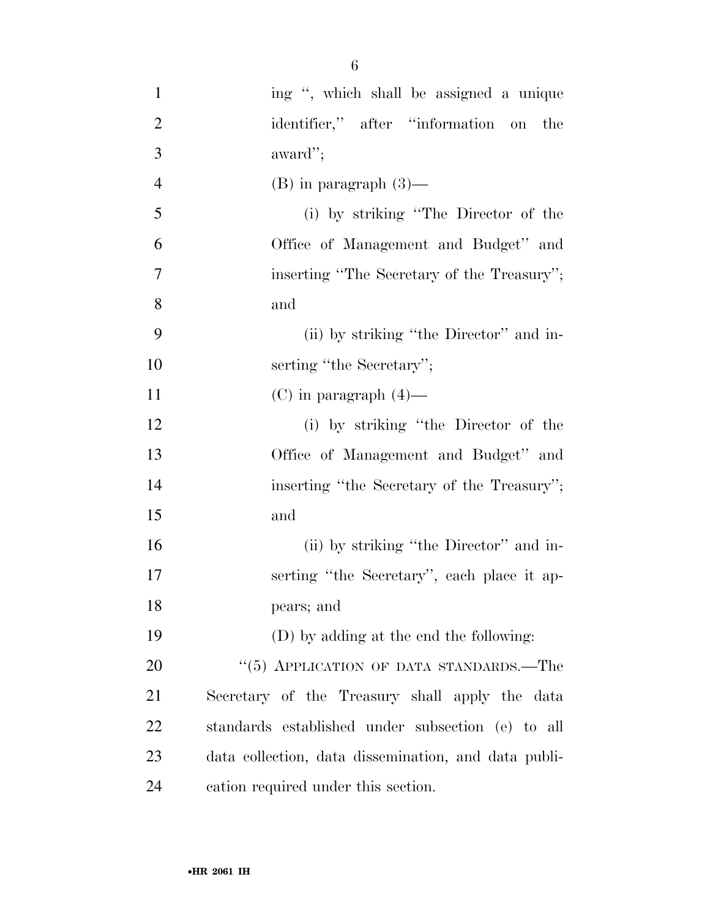ing ", which shall be assigned a unique identifier," after "information on the award";

(B) in paragraph (3)—

(i) by striking "The Director of the Office of Management and Budget" and inserting "The Secretary of the Treasury"; and

(ii) by striking "the Director" and inserting "the Secretary";

(C) in paragraph (4)—

(i) by striking "the Director of the Office of Management and Budget" and inserting "the Secretary of the Treasury"; and

(ii) by striking "the Director" and inserting "the Secretary", each place it appears; and

(D) by adding at the end the following:

"(5) APPLICATION OF DATA STANDARDS.—The Secretary of the Treasury shall apply the data standards established under subsection (e) to all data collection, data dissemination, and data publication required under this section.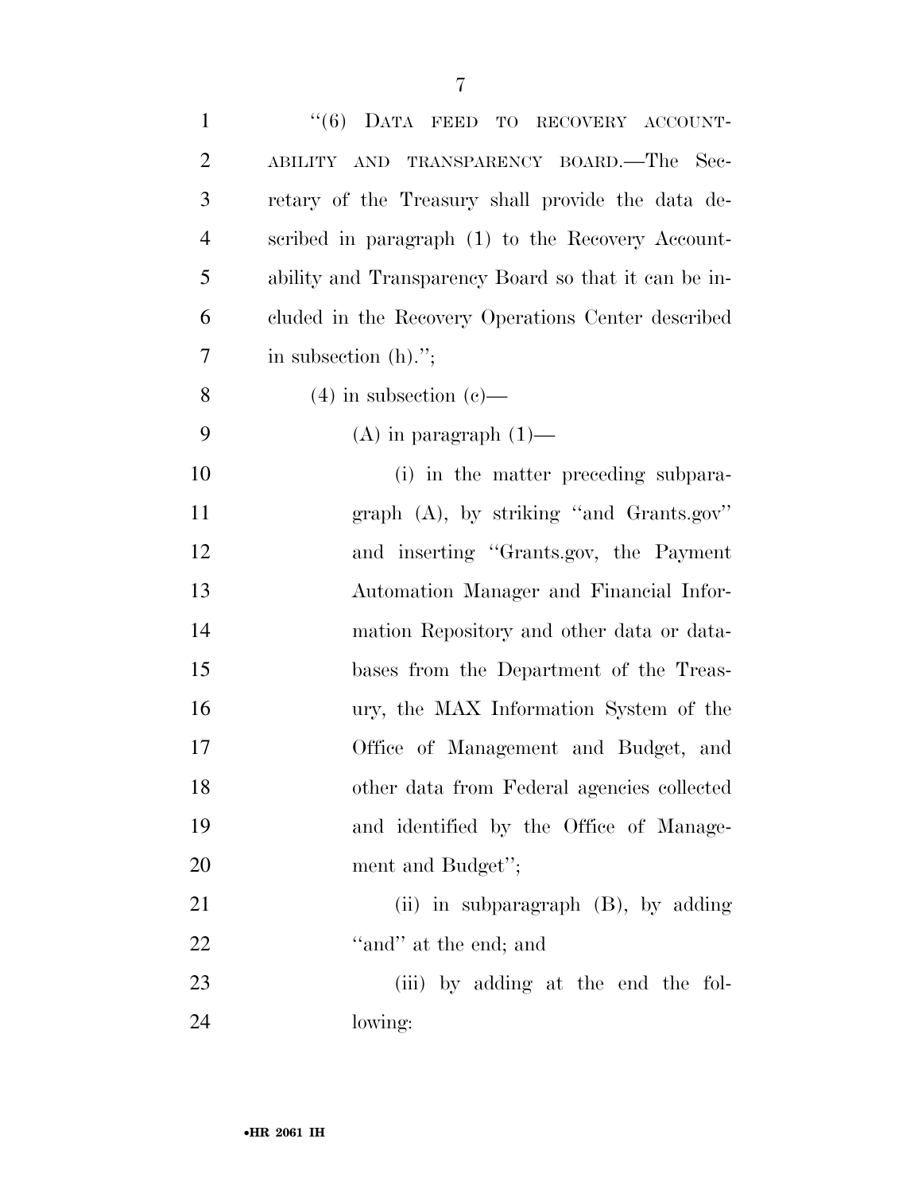"(6) DATA FEED TO RECOVERY ACCOUNTABILITY AND TRANSPARENCY BOARD.—The Secretary of the Treasury shall provide the data described in paragraph (1) to the Recovery Accountability and Transparency Board so that it can be included in the Recovery Operations Center described in subsection (h).";

(4) in subsection (c)—

(A) in paragraph (1)—

(i) in the matter preceding subparagraph (A), by striking "and Grants.gov" and inserting "Grants.gov, the Payment Automation Manager and Financial Information Repository and other data or databases from the Department of the Treasury, the MAX Information System of the Office of Management and Budget, and other data from Federal agencies collected and identified by the Office of Management and Budget";

(ii) in subparagraph (B), by adding "and" at the end; and

(iii) by adding at the end the following: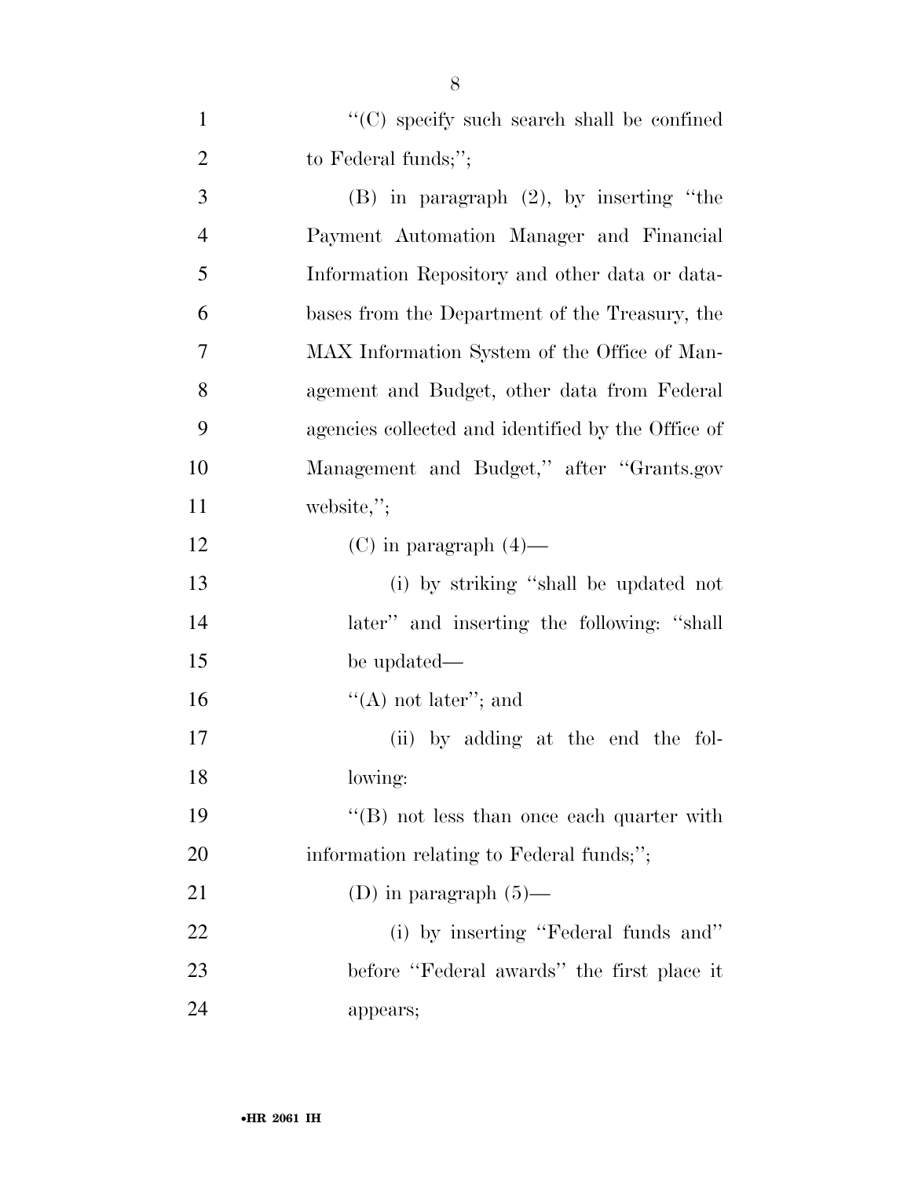''(C) specify such search shall be confined to Federal funds;'';

(B) in paragraph (2), by inserting ''the Payment Automation Manager and Financial Information Repository and other data or databases from the Department of the Treasury, the MAX Information System of the Office of Management and Budget, other data from Federal agencies collected and identified by the Office of Management and Budget,'' after ''Grants.gov website,'';

(C) in paragraph (4)—

(i) by striking ''shall be updated not later'' and inserting the following: ''shall be updated—

''(A) not later''; and

(ii) by adding at the end the following:

''(B) not less than once each quarter with information relating to Federal funds;'';

(D) in paragraph (5)—

(i) by inserting ''Federal funds and'' before ''Federal awards'' the first place it appears;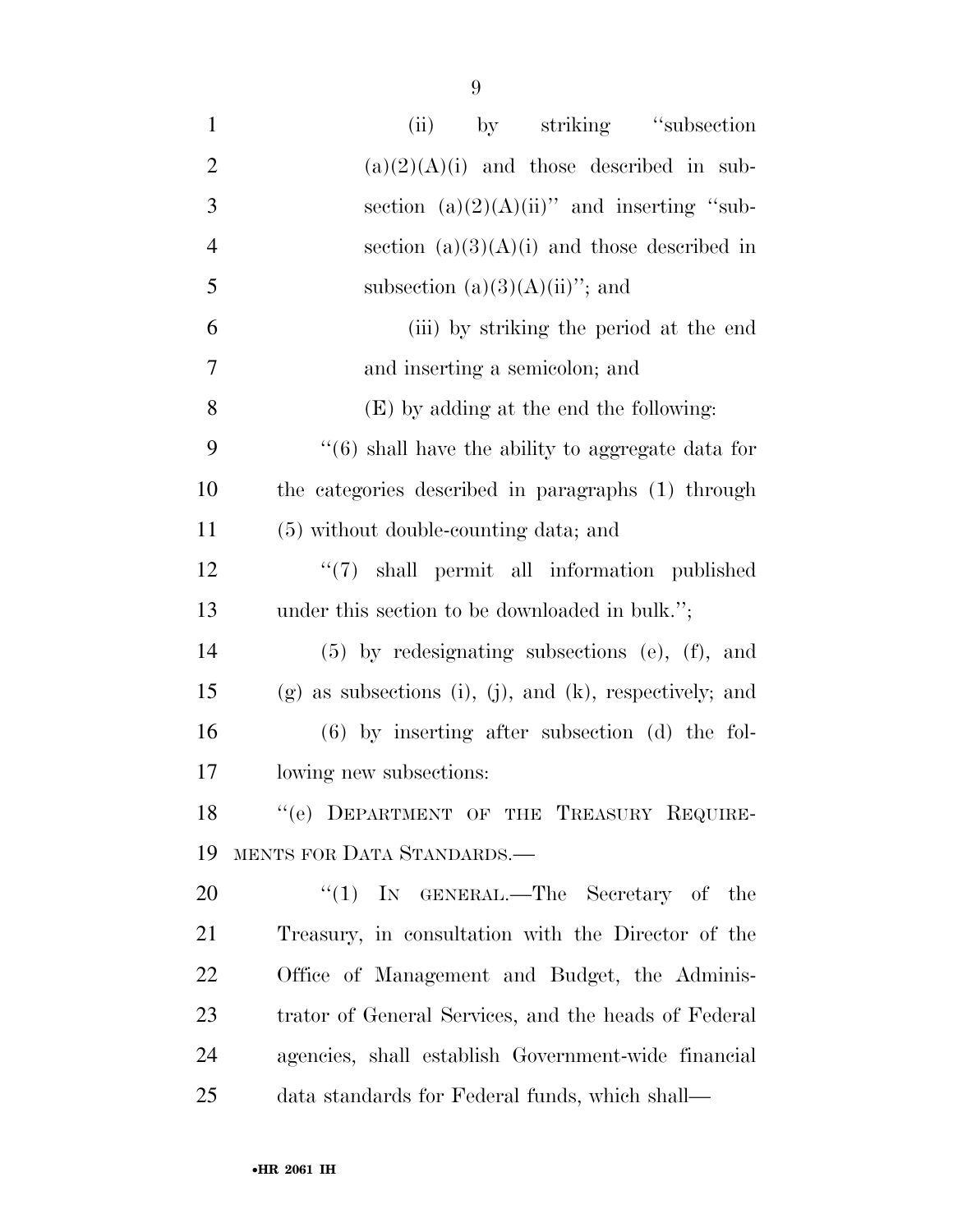(ii) by striking "subsection (a)(2)(A)(i) and those described in subsection (a)(2)(A)(ii)" and inserting "subsection (a)(3)(A)(i) and those described in subsection (a)(3)(A)(ii)"; and

(iii) by striking the period at the end and inserting a semicolon; and

(E) by adding at the end the following:

"(6) shall have the ability to aggregate data for the categories described in paragraphs (1) through (5) without double-counting data; and

"(7) shall permit all information published under this section to be downloaded in bulk.";

(5) by redesignating subsections (e), (f), and (g) as subsections (i), (j), and (k), respectively; and

(6) by inserting after subsection (d) the following new subsections:

"(e) DEPARTMENT OF THE TREASURY REQUIREMENTS FOR DATA STANDARDS.—

"(1) IN GENERAL.—The Secretary of the Treasury, in consultation with the Director of the Office of Management and Budget, the Administrator of General Services, and the heads of Federal agencies, shall establish Government-wide financial data standards for Federal funds, which shall—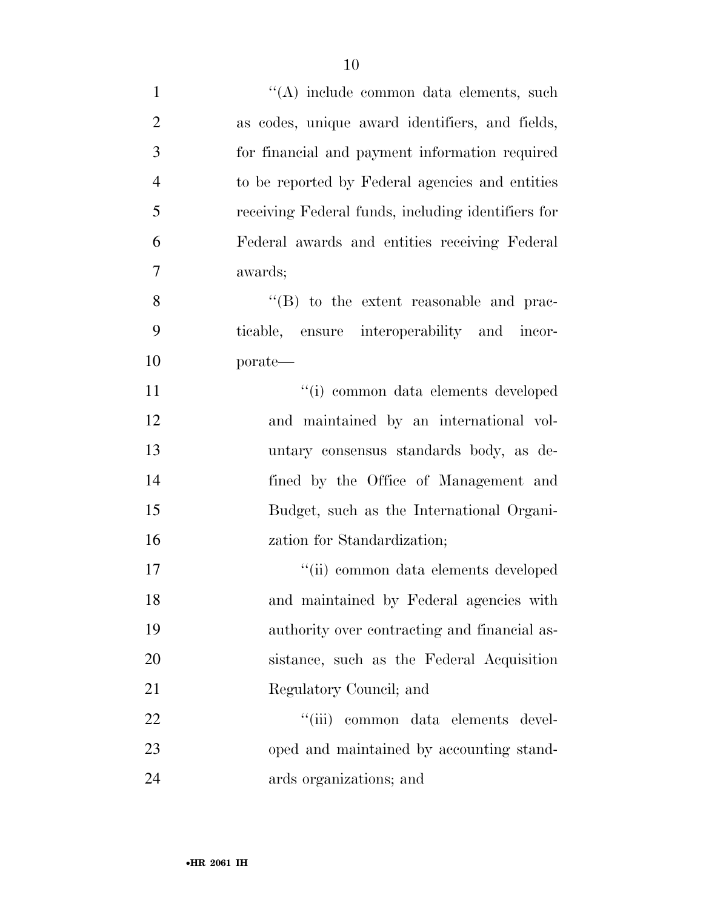''(A) include common data elements, such as codes, unique award identifiers, and fields, for financial and payment information required to be reported by Federal agencies and entities receiving Federal funds, including identifiers for Federal awards and entities receiving Federal awards;

''(B) to the extent reasonable and practicable, ensure interoperability and incorporate—

''(i) common data elements developed and maintained by an international voluntary consensus standards body, as defined by the Office of Management and Budget, such as the International Organization for Standardization;

''(ii) common data elements developed and maintained by Federal agencies with authority over contracting and financial assistance, such as the Federal Acquisition Regulatory Council; and

''(iii) common data elements developed and maintained by accounting standards organizations; and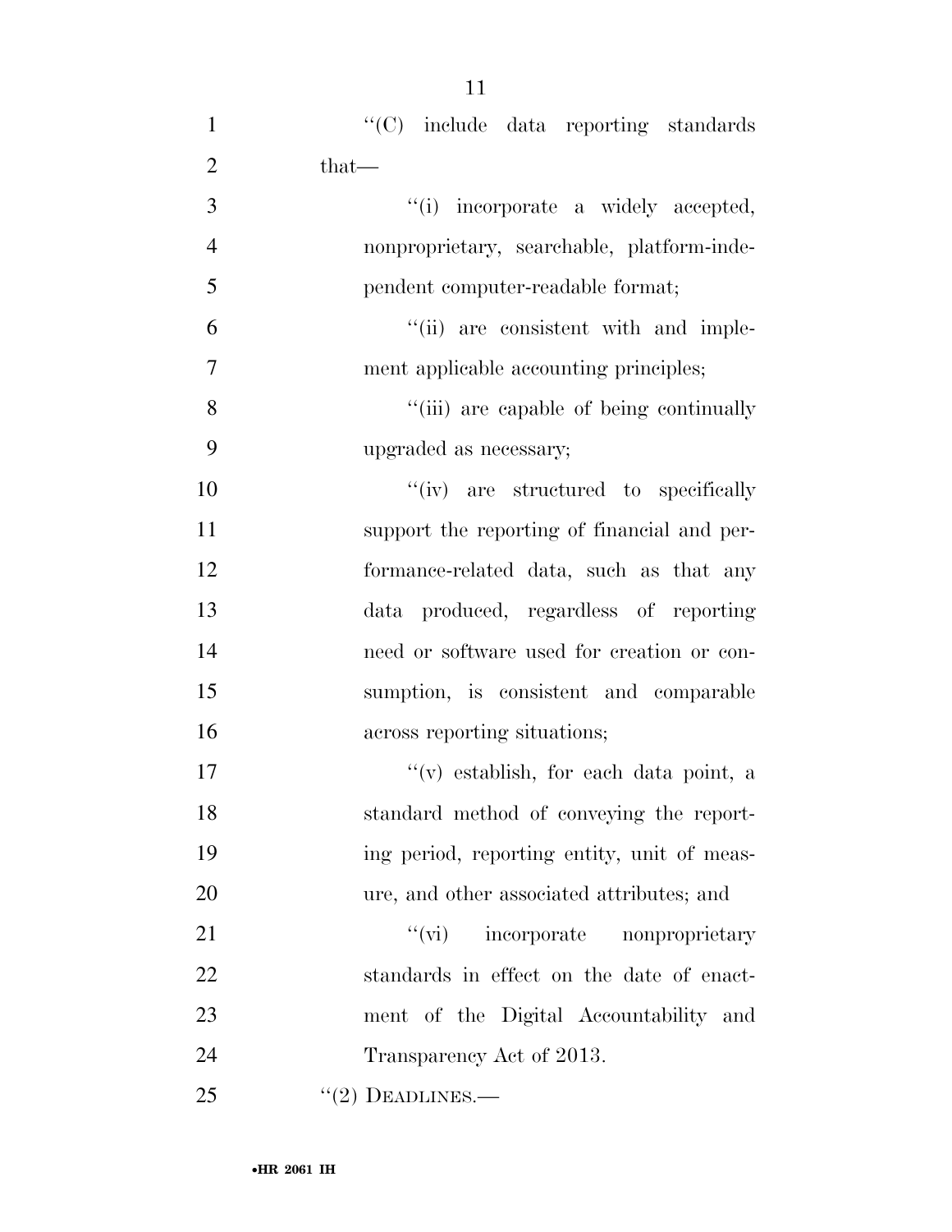''(C) include data reporting standards that—

''(i) incorporate a widely accepted, nonproprietary, searchable, platform-independent computer-readable format;

''(ii) are consistent with and implement applicable accounting principles;

''(iii) are capable of being continually upgraded as necessary;

''(iv) are structured to specifically support the reporting of financial and performance-related data, such as that any data produced, regardless of reporting need or software used for creation or consumption, is consistent and comparable across reporting situations;

''(v) establish, for each data point, a standard method of conveying the reporting period, reporting entity, unit of measure, and other associated attributes; and

''(vi) incorporate nonproprietary standards in effect on the date of enactment of the Digital Accountability and Transparency Act of 2013.

''(2) DEADLINES.—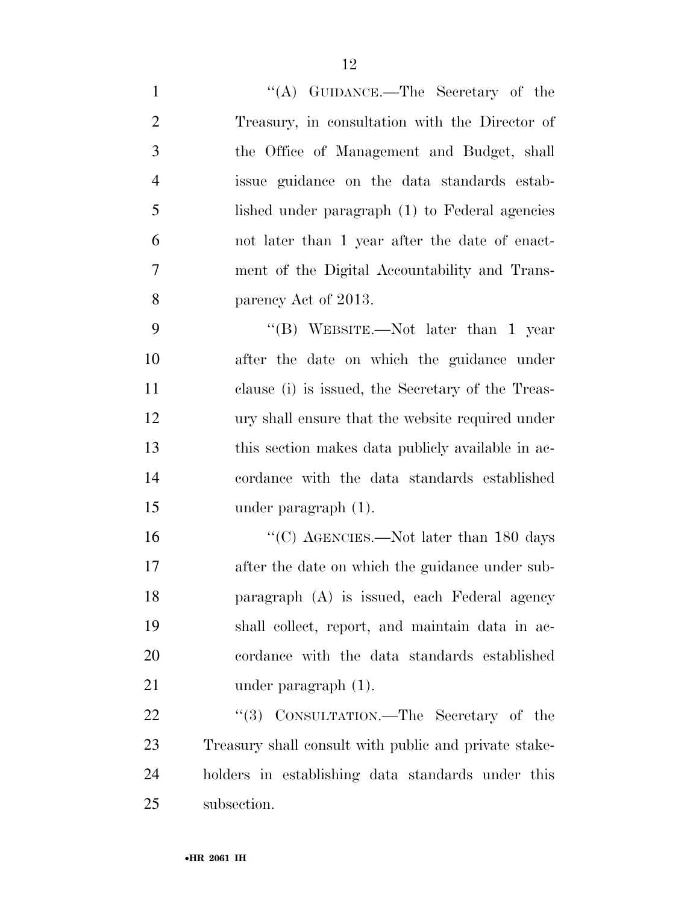''(A) GUIDANCE.—The Secretary of the Treasury, in consultation with the Director of the Office of Management and Budget, shall issue guidance on the data standards established under paragraph (1) to Federal agencies not later than 1 year after the date of enactment of the Digital Accountability and Transparency Act of 2013.

''(B) WEBSITE.—Not later than 1 year after the date on which the guidance under clause (i) is issued, the Secretary of the Treasury shall ensure that the website required under this section makes data publicly available in accordance with the data standards established under paragraph (1).

''(C) AGENCIES.—Not later than 180 days after the date on which the guidance under subparagraph (A) is issued, each Federal agency shall collect, report, and maintain data in accordance with the data standards established under paragraph (1).

''(3) CONSULTATION.—The Secretary of the Treasury shall consult with public and private stakeholders in establishing data standards under this subsection.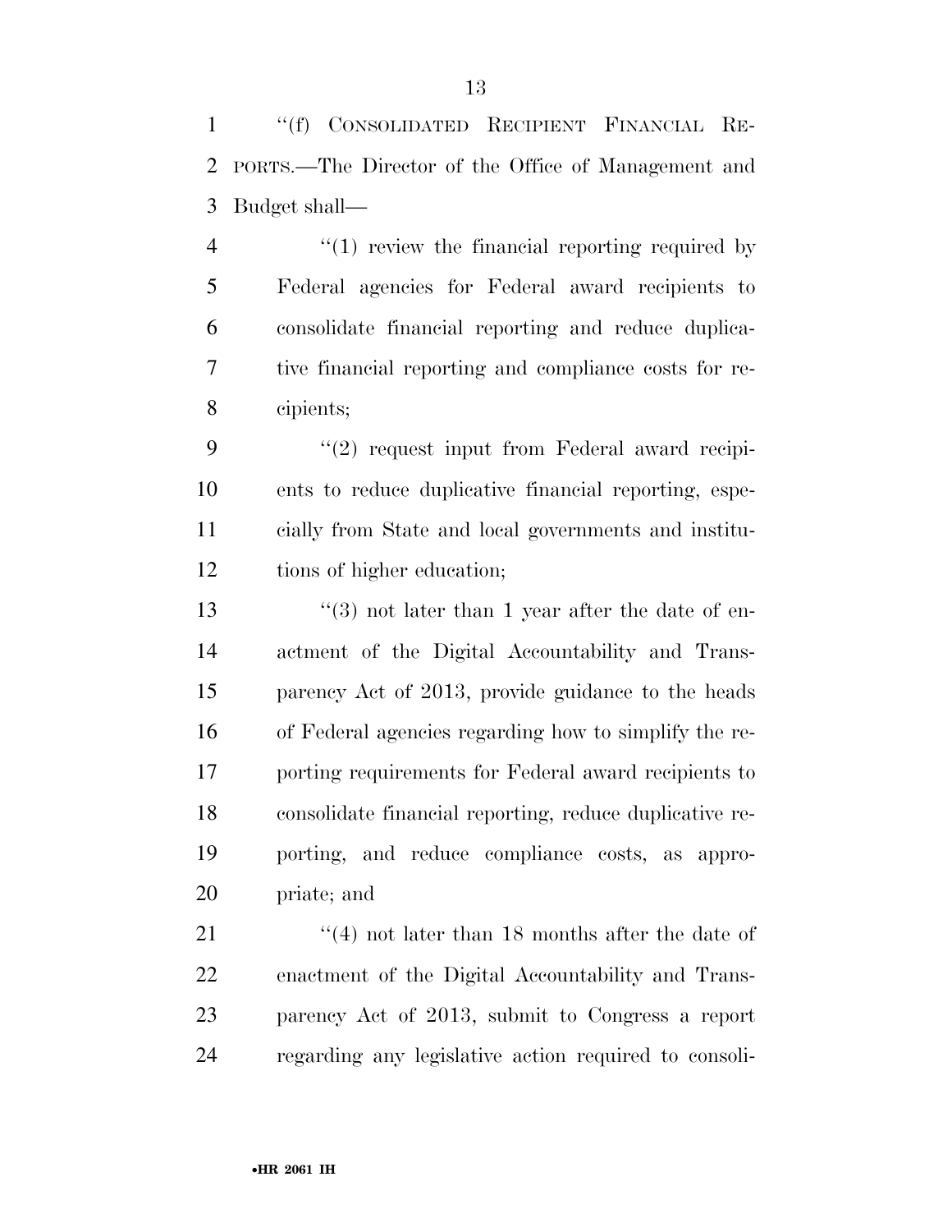''(f) CONSOLIDATED RECIPIENT FINANCIAL REPORTS.—The Director of the Office of Management and Budget shall—

''(1) review the financial reporting required by Federal agencies for Federal award recipients to consolidate financial reporting and reduce duplicative financial reporting and compliance costs for recipients;

''(2) request input from Federal award recipients to reduce duplicative financial reporting, especially from State and local governments and institutions of higher education;

''(3) not later than 1 year after the date of enactment of the Digital Accountability and Transparency Act of 2013, provide guidance to the heads of Federal agencies regarding how to simplify the reporting requirements for Federal award recipients to consolidate financial reporting, reduce duplicative reporting, and reduce compliance costs, as appropriate; and

''(4) not later than 18 months after the date of enactment of the Digital Accountability and Transparency Act of 2013, submit to Congress a report regarding any legislative action required to consoli-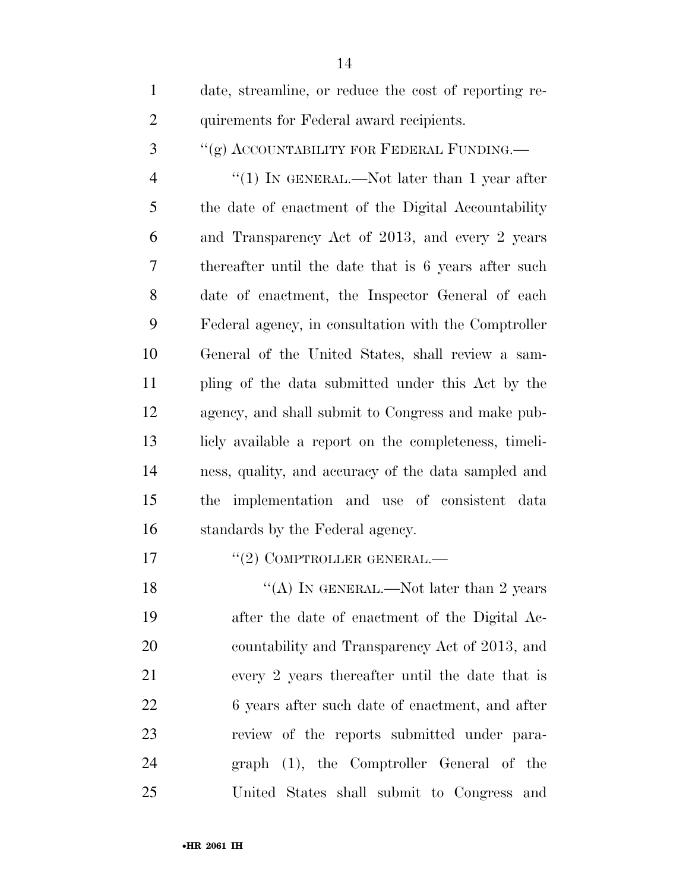date, streamline, or reduce the cost of reporting requirements for Federal award recipients.

"(g) ACCOUNTABILITY FOR FEDERAL FUNDING.—

"(1) IN GENERAL.—Not later than 1 year after the date of enactment of the Digital Accountability and Transparency Act of 2013, and every 2 years thereafter until the date that is 6 years after such date of enactment, the Inspector General of each Federal agency, in consultation with the Comptroller General of the United States, shall review a sampling of the data submitted under this Act by the agency, and shall submit to Congress and make publicly available a report on the completeness, timeliness, quality, and accuracy of the data sampled and the implementation and use of consistent data standards by the Federal agency.

"(2) COMPTROLLER GENERAL.—

"(A) IN GENERAL.—Not later than 2 years after the date of enactment of the Digital Accountability and Transparency Act of 2013, and every 2 years thereafter until the date that is 6 years after such date of enactment, and after review of the reports submitted under paragraph (1), the Comptroller General of the United States shall submit to Congress and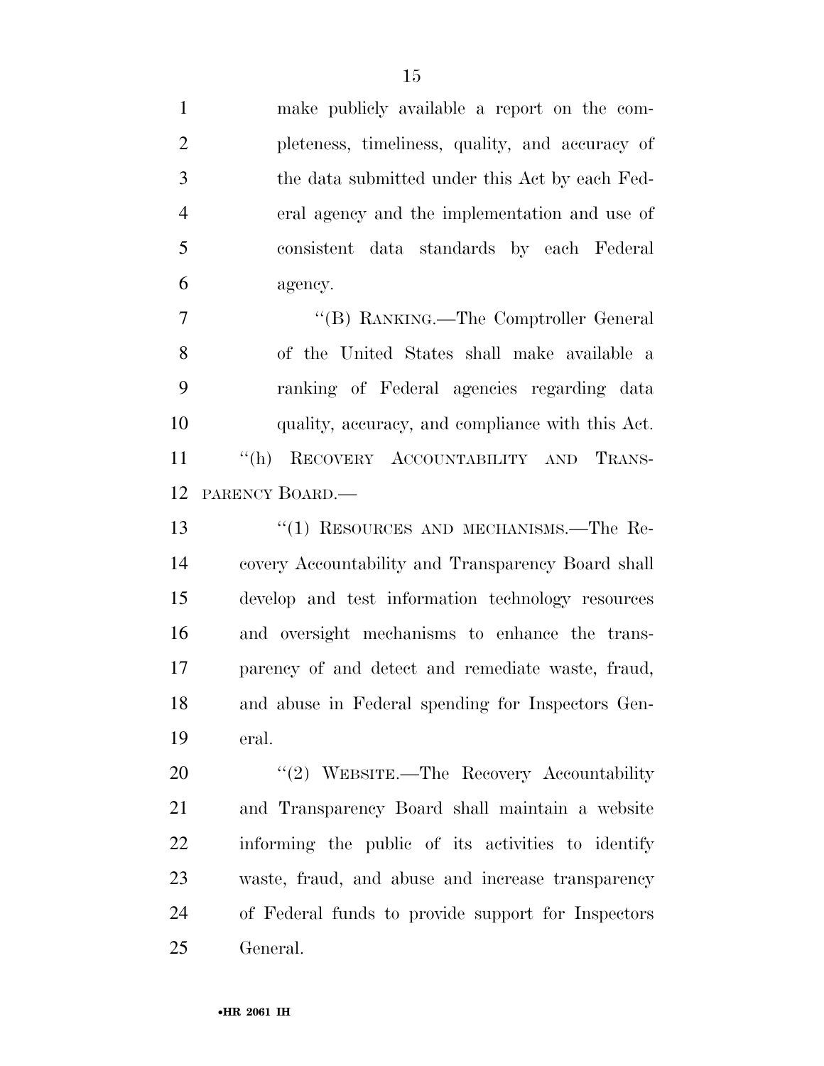make publicly available a report on the completeness, timeliness, quality, and accuracy of the data submitted under this Act by each Federal agency and the implementation and use of consistent data standards by each Federal agency.

''(B) RANKING.—The Comptroller General of the United States shall make available a ranking of Federal agencies regarding data quality, accuracy, and compliance with this Act.

''(h) RECOVERY ACCOUNTABILITY AND TRANSPARENCY BOARD.—

''(1) RESOURCES AND MECHANISMS.—The Recovery Accountability and Transparency Board shall develop and test information technology resources and oversight mechanisms to enhance the transparency of and detect and remediate waste, fraud, and abuse in Federal spending for Inspectors General.

''(2) WEBSITE.—The Recovery Accountability and Transparency Board shall maintain a website informing the public of its activities to identify waste, fraud, and abuse and increase transparency of Federal funds to provide support for Inspectors General.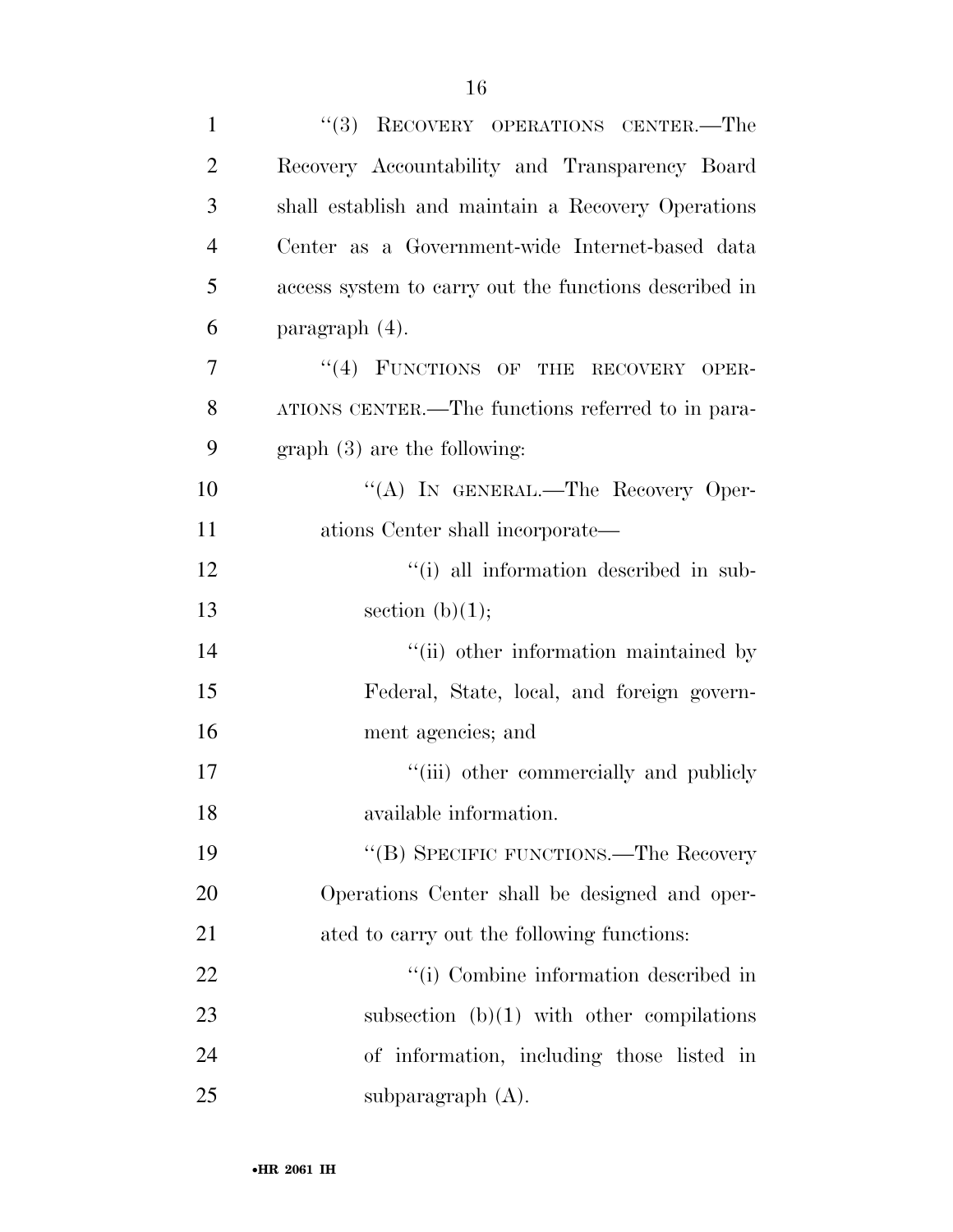"(3) RECOVERY OPERATIONS CENTER.—The Recovery Accountability and Transparency Board shall establish and maintain a Recovery Operations Center as a Government-wide Internet-based data access system to carry out the functions described in paragraph (4).

"(4) FUNCTIONS OF THE RECOVERY OPERATIONS CENTER.—The functions referred to in paragraph (3) are the following:

"(A) IN GENERAL.—The Recovery Operations Center shall incorporate—

"(i) all information described in subsection (b)(1);

"(ii) other information maintained by Federal, State, local, and foreign government agencies; and

"(iii) other commercially and publicly available information.

"(B) SPECIFIC FUNCTIONS.—The Recovery Operations Center shall be designed and operated to carry out the following functions:

"(i) Combine information described in subsection (b)(1) with other compilations of information, including those listed in subparagraph (A).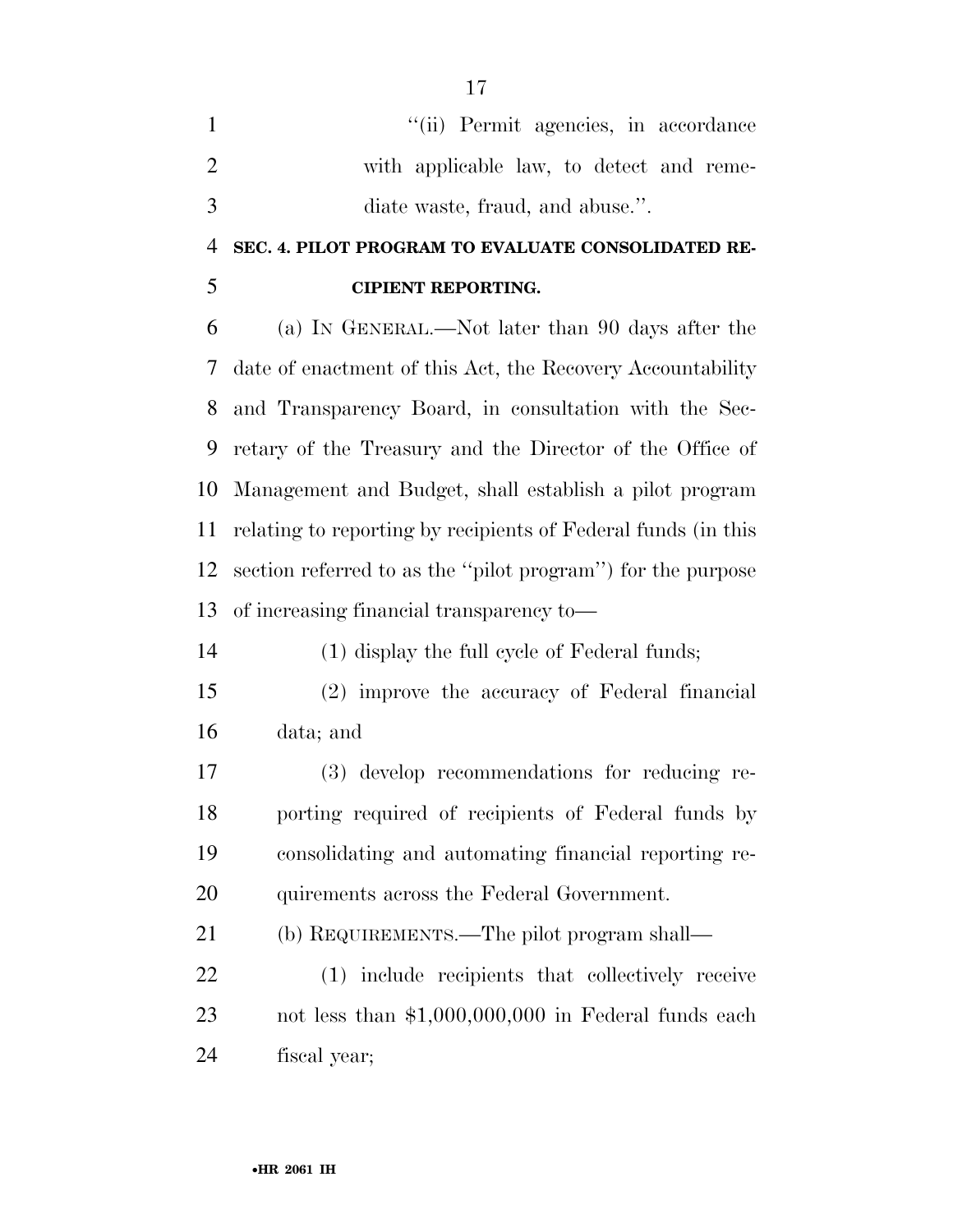''(ii) Permit agencies, in accordance with applicable law, to detect and remediate waste, fraud, and abuse.''.

**SEC. 4. PILOT PROGRAM TO EVALUATE CONSOLIDATED RECIPIENT REPORTING.**

(a) IN GENERAL.—Not later than 90 days after the date of enactment of this Act, the Recovery Accountability and Transparency Board, in consultation with the Secretary of the Treasury and the Director of the Office of Management and Budget, shall establish a pilot program relating to reporting by recipients of Federal funds (in this section referred to as the ''pilot program'') for the purpose of increasing financial transparency to—

(1) display the full cycle of Federal funds;

(2) improve the accuracy of Federal financial data; and

(3) develop recommendations for reducing reporting required of recipients of Federal funds by consolidating and automating financial reporting requirements across the Federal Government.

(b) REQUIREMENTS.—The pilot program shall—

(1) include recipients that collectively receive not less than $1,000,000,000 in Federal funds each fiscal year;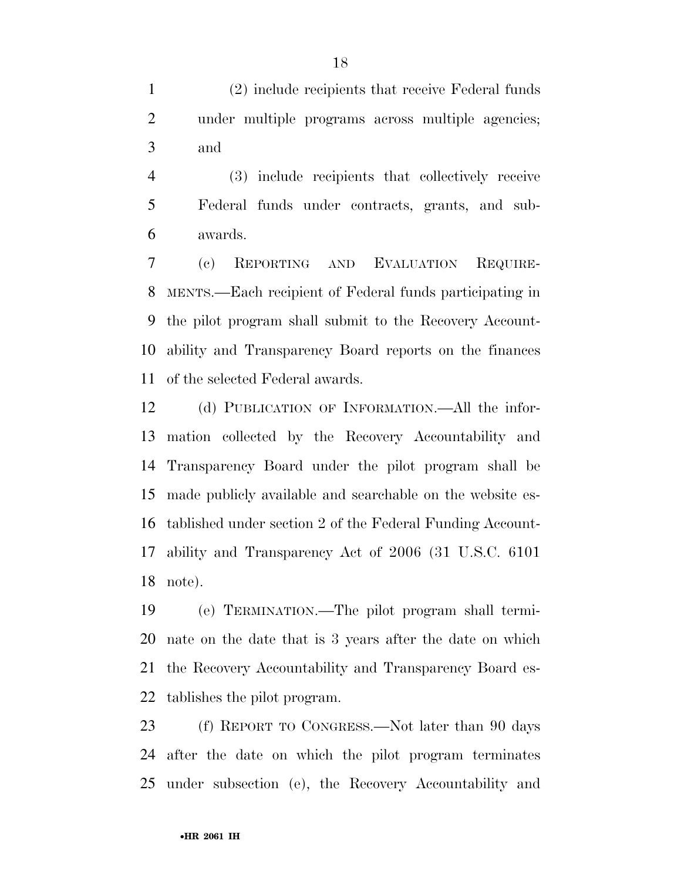(2) include recipients that receive Federal funds under multiple programs across multiple agencies; and

(3) include recipients that collectively receive Federal funds under contracts, grants, and subawards.

(c) REPORTING AND EVALUATION REQUIREMENTS.—Each recipient of Federal funds participating in the pilot program shall submit to the Recovery Accountability and Transparency Board reports on the finances of the selected Federal awards.

(d) PUBLICATION OF INFORMATION.—All the information collected by the Recovery Accountability and Transparency Board under the pilot program shall be made publicly available and searchable on the website established under section 2 of the Federal Funding Accountability and Transparency Act of 2006 (31 U.S.C. 6101 note).

(e) TERMINATION.—The pilot program shall terminate on the date that is 3 years after the date on which the Recovery Accountability and Transparency Board establishes the pilot program.

(f) REPORT TO CONGRESS.—Not later than 90 days after the date on which the pilot program terminates under subsection (e), the Recovery Accountability and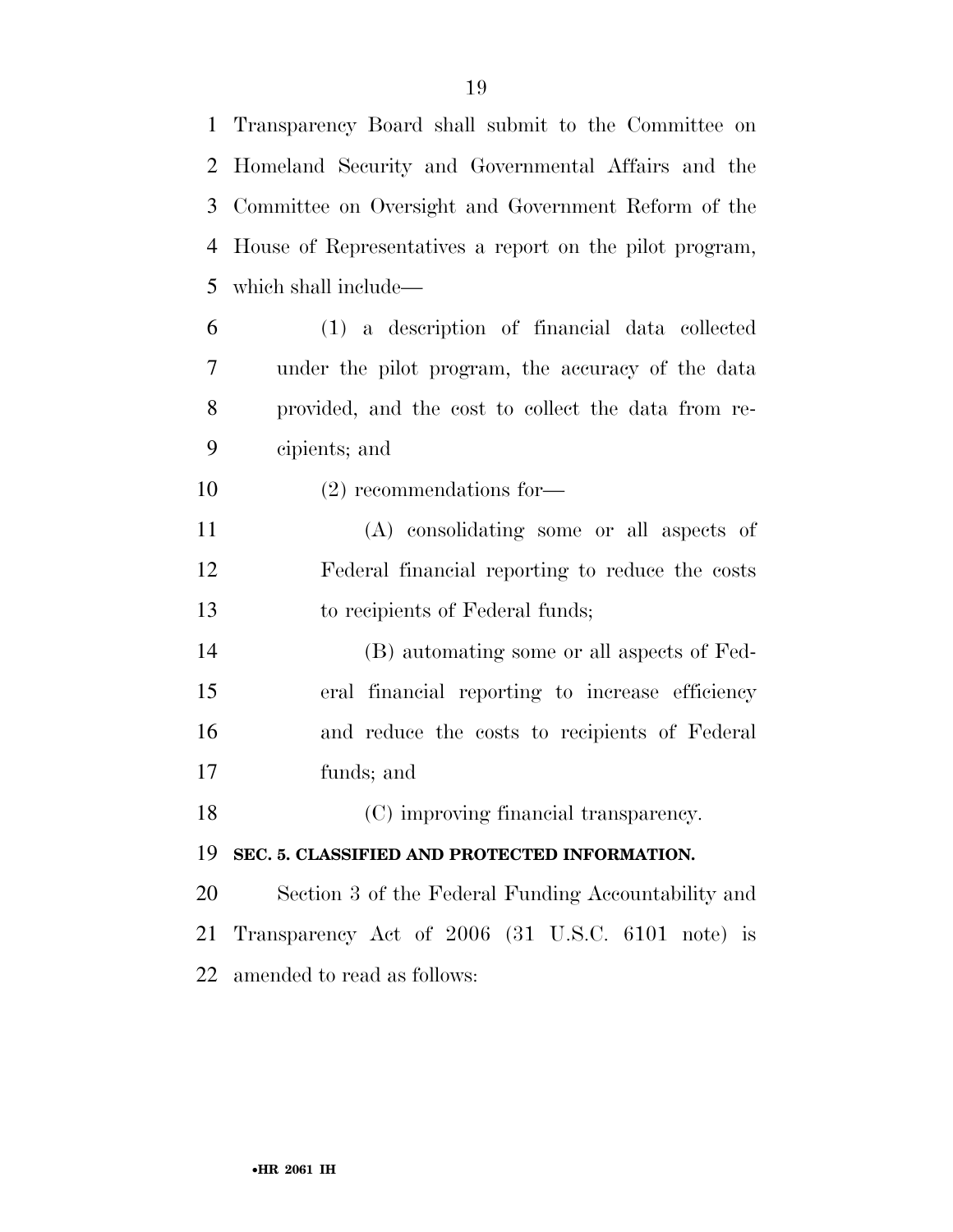Transparency Board shall submit to the Committee on Homeland Security and Governmental Affairs and the Committee on Oversight and Government Reform of the House of Representatives a report on the pilot program, which shall include—

(1) a description of financial data collected under the pilot program, the accuracy of the data provided, and the cost to collect the data from recipients; and

(2) recommendations for—

(A) consolidating some or all aspects of Federal financial reporting to reduce the costs to recipients of Federal funds;

(B) automating some or all aspects of Federal financial reporting to increase efficiency and reduce the costs to recipients of Federal funds; and

(C) improving financial transparency.

**SEC. 5. CLASSIFIED AND PROTECTED INFORMATION.**

Section 3 of the Federal Funding Accountability and Transparency Act of 2006 (31 U.S.C. 6101 note) is amended to read as follows: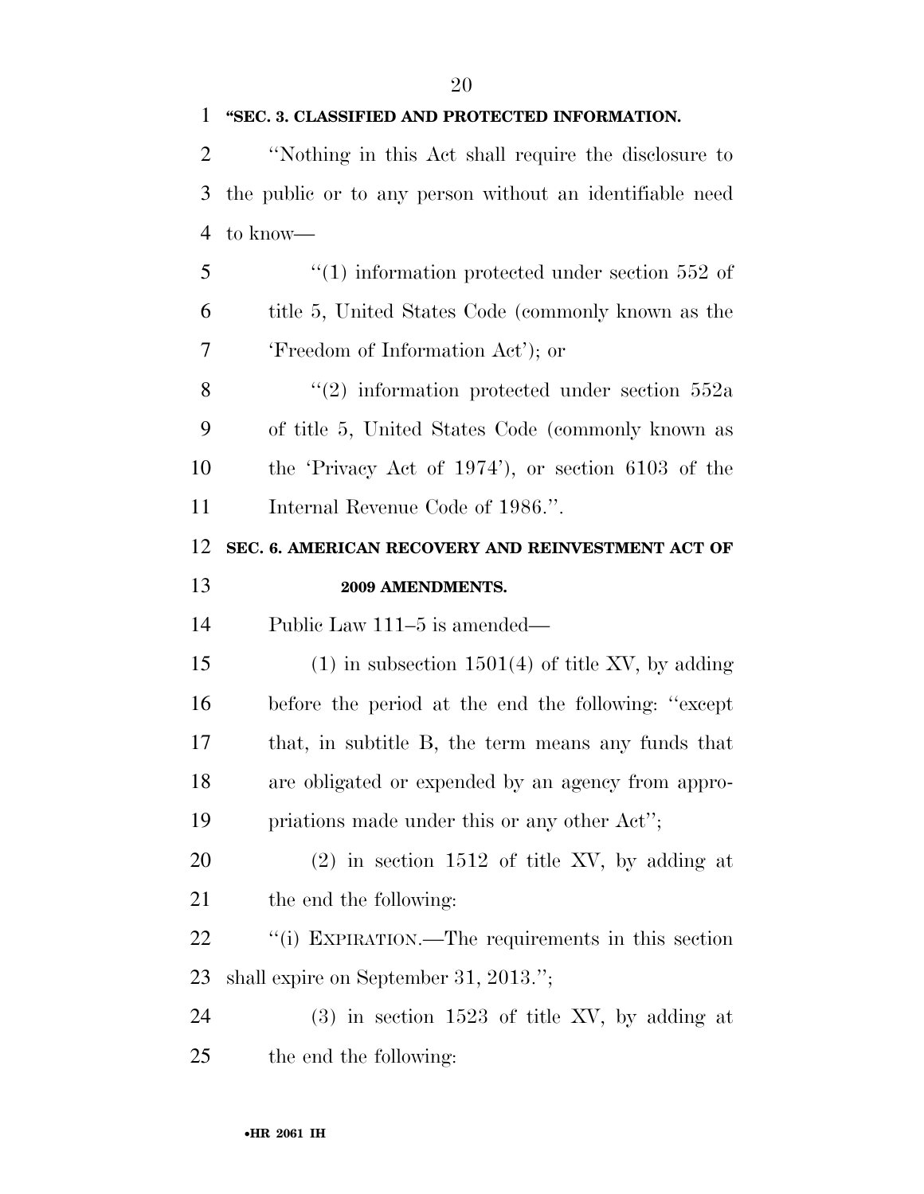**"SEC. 3. CLASSIFIED AND PROTECTED INFORMATION.**

''Nothing in this Act shall require the disclosure to the public or to any person without an identifiable need to know—

''(1) information protected under section 552 of title 5, United States Code (commonly known as the 'Freedom of Information Act'); or

''(2) information protected under section 552a of title 5, United States Code (commonly known as the 'Privacy Act of 1974'), or section 6103 of the Internal Revenue Code of 1986.''.

**SEC. 6. AMERICAN RECOVERY AND REINVESTMENT ACT OF 2009 AMENDMENTS.**

Public Law 111–5 is amended—

(1) in subsection 1501(4) of title XV, by adding before the period at the end the following: ''except that, in subtitle B, the term means any funds that are obligated or expended by an agency from appropriations made under this or any other Act'';

(2) in section 1512 of title XV, by adding at the end the following:

''(i) EXPIRATION.—The requirements in this section shall expire on September 31, 2013.'';

(3) in section 1523 of title XV, by adding at the end the following: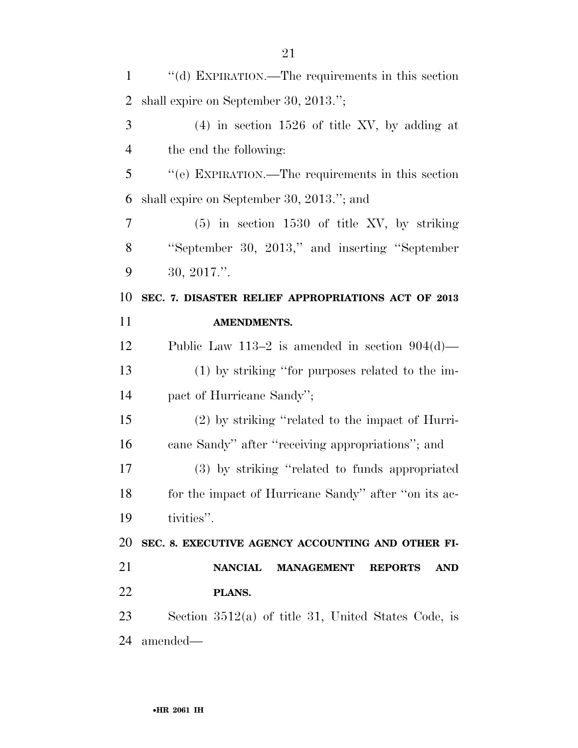''(d) EXPIRATION.—The requirements in this section shall expire on September 30, 2013.'';

(4) in section 1526 of title XV, by adding at the end the following:

''(e) EXPIRATION.—The requirements in this section shall expire on September 30, 2013.''; and

(5) in section 1530 of title XV, by striking ''September 30, 2013,'' and inserting ''September 30, 2017.''.

**SEC. 7. DISASTER RELIEF APPROPRIATIONS ACT OF 2013 AMENDMENTS.**

Public Law 113–2 is amended in section 904(d)—

(1) by striking ''for purposes related to the impact of Hurricane Sandy'';

(2) by striking ''related to the impact of Hurricane Sandy'' after ''receiving appropriations''; and

(3) by striking ''related to funds appropriated for the impact of Hurricane Sandy'' after ''on its activities''.

**SEC. 8. EXECUTIVE AGENCY ACCOUNTING AND OTHER FINANCIAL MANAGEMENT REPORTS AND PLANS.**

Section 3512(a) of title 31, United States Code, is amended—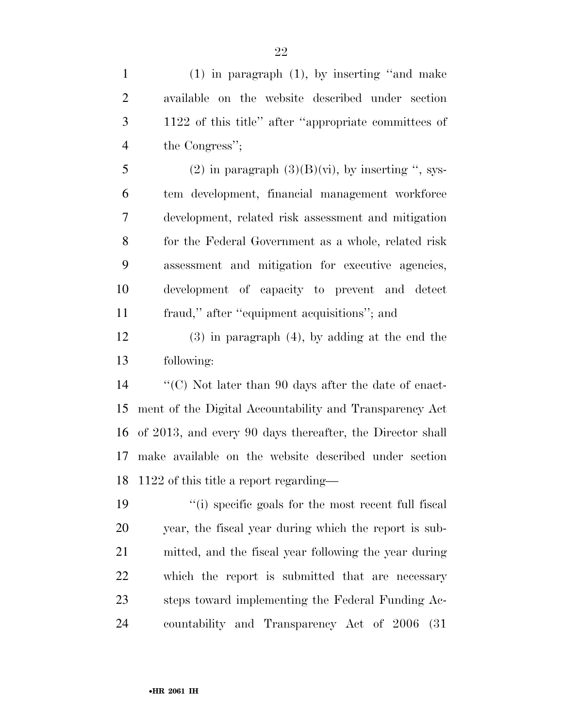(1) in paragraph (1), by inserting ''and make available on the website described under section 1122 of this title'' after ''appropriate committees of the Congress'';

(2) in paragraph (3)(B)(vi), by inserting '', system development, financial management workforce development, related risk assessment and mitigation for the Federal Government as a whole, related risk assessment and mitigation for executive agencies, development of capacity to prevent and detect fraud,'' after ''equipment acquisitions''; and

(3) in paragraph (4), by adding at the end the following:

''(C) Not later than 90 days after the date of enactment of the Digital Accountability and Transparency Act of 2013, and every 90 days thereafter, the Director shall make available on the website described under section 1122 of this title a report regarding—

''(i) specific goals for the most recent full fiscal year, the fiscal year during which the report is submitted, and the fiscal year following the year during which the report is submitted that are necessary steps toward implementing the Federal Funding Accountability and Transparency Act of 2006 (31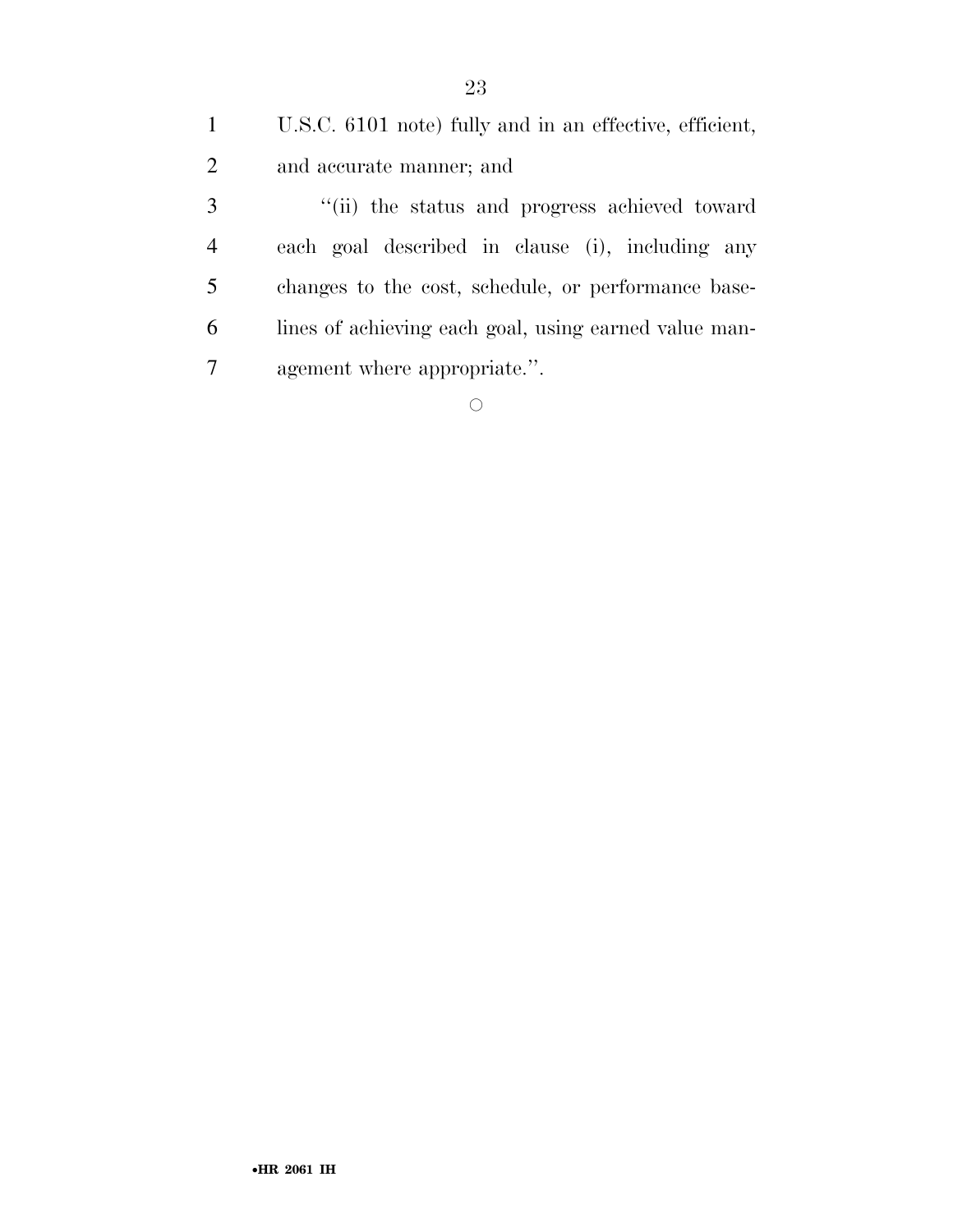U.S.C. 6101 note) fully and in an effective, efficient, and accurate manner; and

''(ii) the status and progress achieved toward each goal described in clause (i), including any changes to the cost, schedule, or performance baselines of achieving each goal, using earned value management where appropriate.''.

○